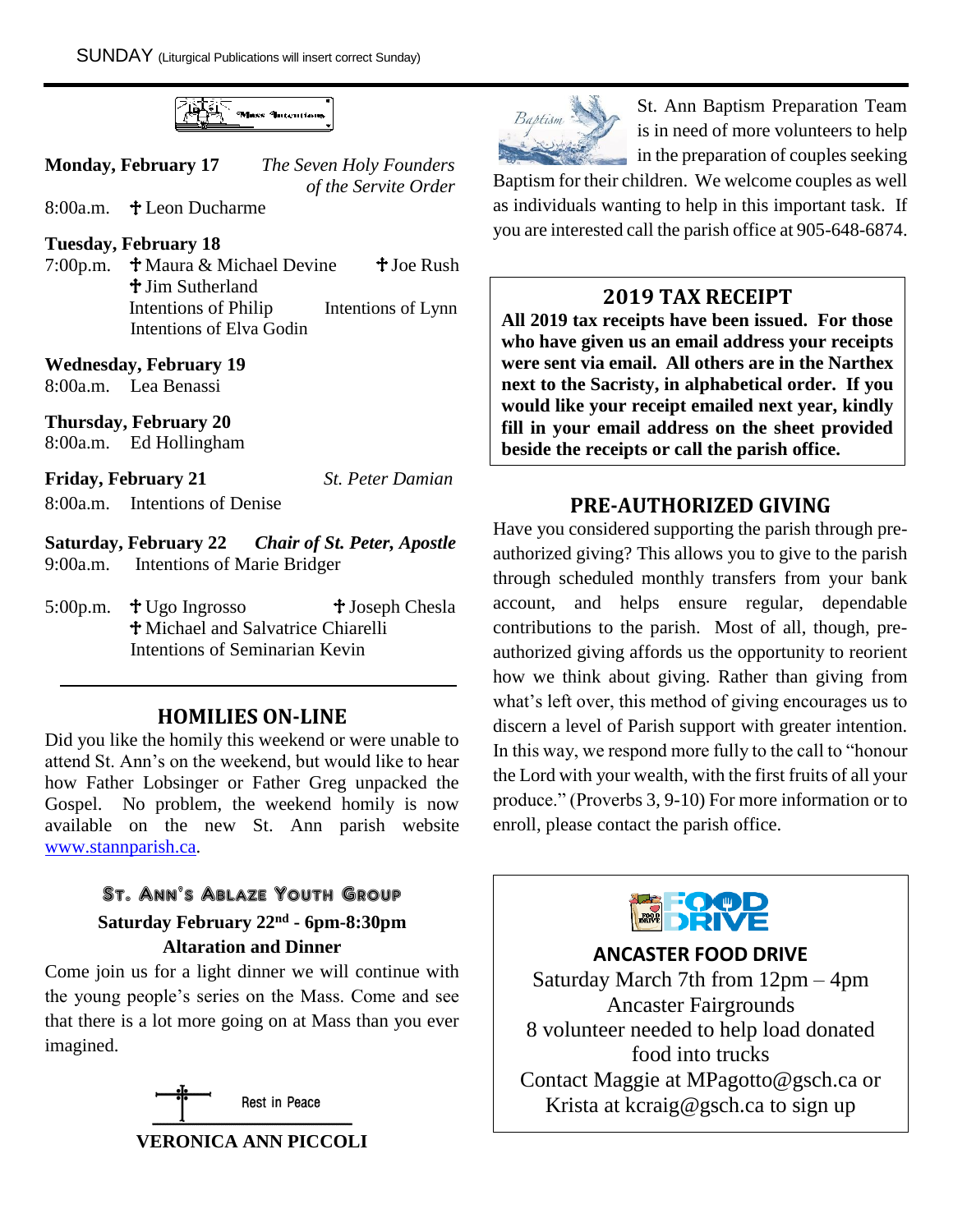SUNDAY (Liturgical Publications will insert correct Sunday)

Mass Intentions

**Monday, February 17** *The Seven Holy Founders of the Servite Order*

8:00a.m. ✝ Leon Ducharme

**Tuesday, February 18**

7:00p.m. ✝ Maura & Michael Devine ✝ Joe Rush
✝ Jim Sutherland
Intentions of Philip Intentions of Lynn
Intentions of Elva Godin

**Wednesday, February 19**

8:00a.m. Lea Benassi

**Thursday, February 20**

8:00a.m. Ed Hollingham

**Friday, February 21** *St. Peter Damian*

8:00a.m. Intentions of Denise

**Saturday, February 22** ***Chair of St. Peter, Apostle***

9:00a.m. Intentions of Marie Bridger

5:00p.m. ✝ Ugo Ingrosso ✝ Joseph Chesla
✝ Michael and Salvatrice Chiarelli
Intentions of Seminarian Kevin

## HOMILIES ON-LINE

Did you like the homily this weekend or were unable to attend St. Ann's on the weekend, but would like to hear how Father Lobsinger or Father Greg unpacked the Gospel. No problem, the weekend homily is now available on the new St. Ann parish website www.stannparish.ca.

## St. Ann's Ablaze Youth Group

**Saturday February 22nd - 6pm-8:30pm**

**Altaration and Dinner**

Come join us for a light dinner we will continue with the young people's series on the Mass. Come and see that there is a lot more going on at Mass than you ever imagined.

Rest in Peace

**VERONICA ANN PICCOLI**

Baptism

St. Ann Baptism Preparation Team is in need of more volunteers to help in the preparation of couples seeking Baptism for their children. We welcome couples as well as individuals wanting to help in this important task. If you are interested call the parish office at 905-648-6874.

## 2019 TAX RECEIPT

**All 2019 tax receipts have been issued. For those who have given us an email address your receipts were sent via email. All others are in the Narthex next to the Sacristy, in alphabetical order. If you would like your receipt emailed next year, kindly fill in your email address on the sheet provided beside the receipts or call the parish office.**

## PRE-AUTHORIZED GIVING

Have you considered supporting the parish through pre-authorized giving? This allows you to give to the parish through scheduled monthly transfers from your bank account, and helps ensure regular, dependable contributions to the parish. Most of all, though, pre-authorized giving affords us the opportunity to reorient how we think about giving. Rather than giving from what's left over, this method of giving encourages us to discern a level of Parish support with greater intention. In this way, we respond more fully to the call to "honour the Lord with your wealth, with the first fruits of all your produce." (Proverbs 3, 9-10) For more information or to enroll, please contact the parish office.

FOOD DRIVE

**ANCASTER FOOD DRIVE**

Saturday March 7th from 12pm – 4pm
Ancaster Fairgrounds
8 volunteer needed to help load donated food into trucks
Contact Maggie at MPagotto@gsch.ca or Krista at kcraig@gsch.ca to sign up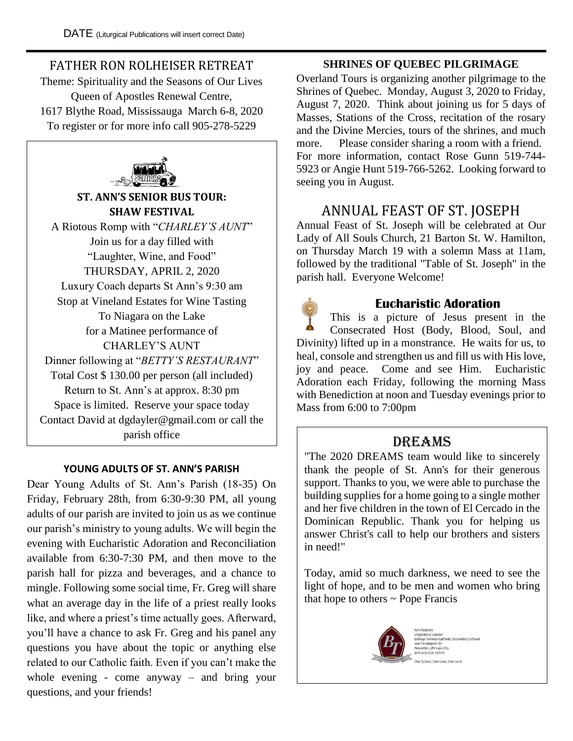DATE (Liturgical Publications will insert correct Date)

## FATHER RON ROLHEISER RETREAT

Theme: Spirituality and the Seasons of Our Lives
Queen of Apostles Renewal Centre,
1617 Blythe Road, Mississauga March 6-8, 2020
To register or for more info call 905-278-5229

### ST. ANN'S SENIOR BUS TOUR: SHAW FESTIVAL

A Riotous Romp with "*CHARLEY'S AUNT*"
Join us for a day filled with
"Laughter, Wine, and Food"
THURSDAY, APRIL 2, 2020
Luxury Coach departs St Ann's 9:30 am
Stop at Vineland Estates for Wine Tasting
To Niagara on the Lake
for a Matinee performance of
CHARLEY'S AUNT
Dinner following at "*BETTY'S RESTAURANT*"
Total Cost $ 130.00 per person (all included)
Return to St. Ann's at approx. 8:30 pm
Space is limited. Reserve your space today
Contact David at dgdayler@gmail.com or call the parish office

### YOUNG ADULTS OF ST. ANN'S PARISH

Dear Young Adults of St. Ann's Parish (18-35) On Friday, February 28th, from 6:30-9:30 PM, all young adults of our parish are invited to join us as we continue our parish's ministry to young adults. We will begin the evening with Eucharistic Adoration and Reconciliation available from 6:30-7:30 PM, and then move to the parish hall for pizza and beverages, and a chance to mingle. Following some social time, Fr. Greg will share what an average day in the life of a priest really looks like, and where a priest's time actually goes. Afterward, you'll have a chance to ask Fr. Greg and his panel any questions you have about the topic or anything else related to our Catholic faith. Even if you can't make the whole evening - come anyway – and bring your questions, and your friends!

### SHRINES OF QUEBEC PILGRIMAGE

Overland Tours is organizing another pilgrimage to the Shrines of Quebec. Monday, August 3, 2020 to Friday, August 7, 2020. Think about joining us for 5 days of Masses, Stations of the Cross, recitation of the rosary and the Divine Mercies, tours of the shrines, and much more. Please consider sharing a room with a friend. For more information, contact Rose Gunn 519-744-5923 or Angie Hunt 519-766-5262. Looking forward to seeing you in August.

## ANNUAL FEAST OF ST. JOSEPH

Annual Feast of St. Joseph will be celebrated at Our Lady of All Souls Church, 21 Barton St. W. Hamilton, on Thursday March 19 with a solemn Mass at 11am, followed by the traditional "Table of St. Joseph" in the parish hall. Everyone Welcome!

### Eucharistic Adoration

This is a picture of Jesus present in the Consecrated Host (Body, Blood, Soul, and Divinity) lifted up in a monstrance. He waits for us, to heal, console and strengthen us and fill us with His love, joy and peace. Come and see Him. Eucharistic Adoration each Friday, following the morning Mass with Benediction at noon and Tuesday evenings prior to Mass from 6:00 to 7:00pm

## DREAMS

"The 2020 DREAMS team would like to sincerely thank the people of St. Ann's for their generous support. Thanks to you, we were able to purchase the building supplies for a home going to a single mother and her five children in the town of El Cercado in the Dominican Republic. Thank you for helping us answer Christ's call to help our brothers and sisters in need!"

Today, amid so much darkness, we need to see the light of hope, and to be men and women who bring that hope to others ~ Pope Francis

Kim Pastrak
Chaplaincy Leader
Bishop Tonnos Catholic Secondary School
100 Panabaker Dr
Ancaster, ON L9G 5E3
905.523.2331 x3620
One School, One Goal, One Lord